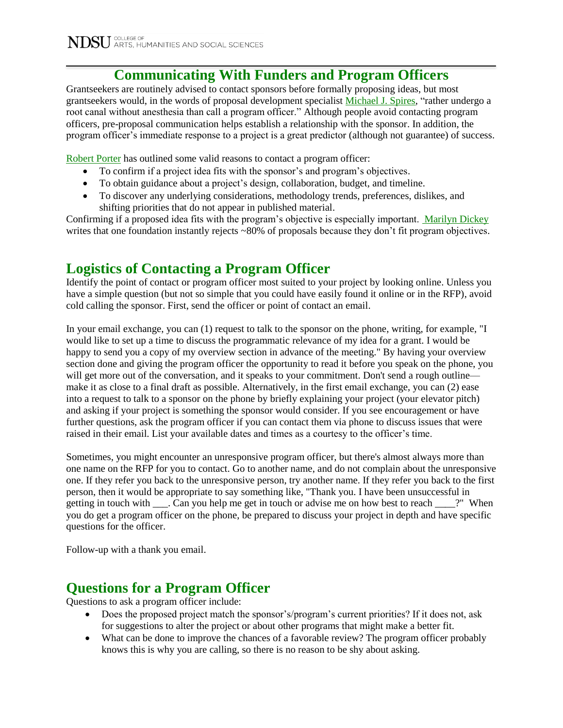# Communicating With Funders and Program Officers

Grantseekers are routinely advised to contact sponsors before formally proposing ideas, but most grantseekers would, in the words of proposal development specialist Michael J. Spires, "rather undergo a root canal without anesthesia than call a program officer." Although people avoid contacting program officers, pre-proposal communication helps establish a relationship with the sponsor. In addition, the program officer's immediate response to a project is a great predictor (although not guarantee) of success.

Robert Porter has outlined some valid reasons to contact a program officer:

- To confirm if a project idea fits with the sponsor's and program's objectives.
- To obtain guidance about a project's design, collaboration, budget, and timeline.
- To discover any underlying considerations, methodology trends, preferences, dislikes, and shifting priorities that do not appear in published material.

Confirming if a proposed idea fits with the program's objective is especially important. Marilyn Dickey writes that one foundation instantly rejects ~80% of proposals because they don't fit program objectives.

## Logistics of Contacting a Program Officer

Identify the point of contact or program officer most suited to your project by looking online. Unless you have a simple question (but not so simple that you could have easily found it online or in the RFP), avoid cold calling the sponsor. First, send the officer or point of contact an email.

In your email exchange, you can (1) request to talk to the sponsor on the phone, writing, for example, "I would like to set up a time to discuss the programmatic relevance of my idea for a grant. I would be happy to send you a copy of my overview section in advance of the meeting." By having your overview section done and giving the program officer the opportunity to read it before you speak on the phone, you will get more out of the conversation, and it speaks to your commitment. Don't send a rough outline—make it as close to a final draft as possible. Alternatively, in the first email exchange, you can (2) ease into a request to talk to a sponsor on the phone by briefly explaining your project (your elevator pitch) and asking if your project is something the sponsor would consider. If you see encouragement or have further questions, ask the program officer if you can contact them via phone to discuss issues that were raised in their email. List your available dates and times as a courtesy to the officer's time.

Sometimes, you might encounter an unresponsive program officer, but there's almost always more than one name on the RFP for you to contact. Go to another name, and do not complain about the unresponsive one. If they refer you back to the unresponsive person, try another name. If they refer you back to the first person, then it would be appropriate to say something like, "Thank you. I have been unsuccessful in getting in touch with ___. Can you help me get in touch or advise me on how best to reach ____?" When you do get a program officer on the phone, be prepared to discuss your project in depth and have specific questions for the officer.

Follow-up with a thank you email.

## Questions for a Program Officer

Questions to ask a program officer include:

- Does the proposed project match the sponsor's/program's current priorities? If it does not, ask for suggestions to alter the project or about other programs that might make a better fit.
- What can be done to improve the chances of a favorable review? The program officer probably knows this is why you are calling, so there is no reason to be shy about asking.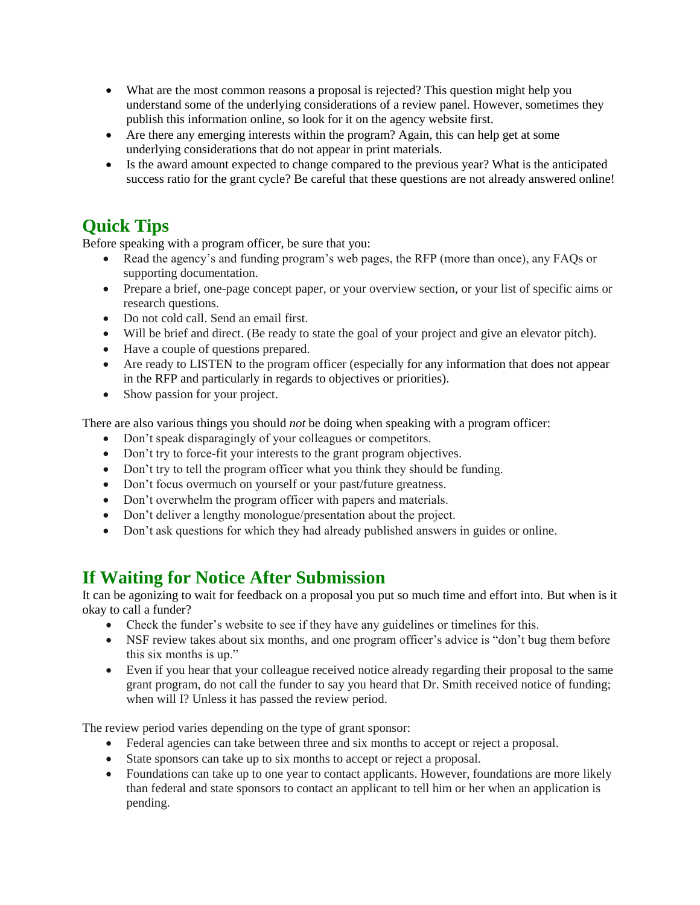- What are the most common reasons a proposal is rejected? This question might help you understand some of the underlying considerations of a review panel. However, sometimes they publish this information online, so look for it on the agency website first.
- Are there any emerging interests within the program? Again, this can help get at some underlying considerations that do not appear in print materials.
- Is the award amount expected to change compared to the previous year? What is the anticipated success ratio for the grant cycle? Be careful that these questions are not already answered online!

## Quick Tips

Before speaking with a program officer, be sure that you:

- Read the agency's and funding program's web pages, the RFP (more than once), any FAQs or supporting documentation.
- Prepare a brief, one-page concept paper, or your overview section, or your list of specific aims or research questions.
- Do not cold call. Send an email first.
- Will be brief and direct. (Be ready to state the goal of your project and give an elevator pitch).
- Have a couple of questions prepared.
- Are ready to LISTEN to the program officer (especially for any information that does not appear in the RFP and particularly in regards to objectives or priorities).
- Show passion for your project.

There are also various things you should *not* be doing when speaking with a program officer:

- Don't speak disparagingly of your colleagues or competitors.
- Don't try to force-fit your interests to the grant program objectives.
- Don't try to tell the program officer what you think they should be funding.
- Don't focus overmuch on yourself or your past/future greatness.
- Don't overwhelm the program officer with papers and materials.
- Don't deliver a lengthy monologue/presentation about the project.
- Don't ask questions for which they had already published answers in guides or online.

## If Waiting for Notice After Submission

It can be agonizing to wait for feedback on a proposal you put so much time and effort into. But when is it okay to call a funder?

- Check the funder's website to see if they have any guidelines or timelines for this.
- NSF review takes about six months, and one program officer's advice is "don't bug them before this six months is up."
- Even if you hear that your colleague received notice already regarding their proposal to the same grant program, do not call the funder to say you heard that Dr. Smith received notice of funding; when will I? Unless it has passed the review period.

The review period varies depending on the type of grant sponsor:

- Federal agencies can take between three and six months to accept or reject a proposal.
- State sponsors can take up to six months to accept or reject a proposal.
- Foundations can take up to one year to contact applicants. However, foundations are more likely than federal and state sponsors to contact an applicant to tell him or her when an application is pending.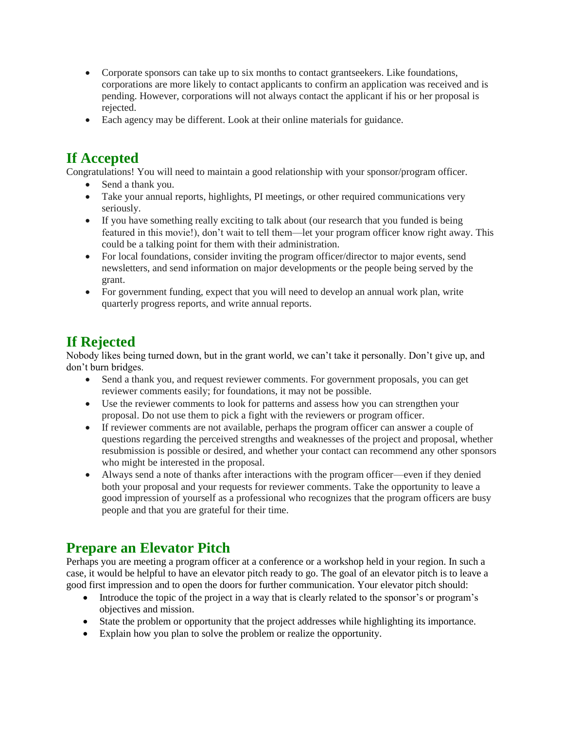- Corporate sponsors can take up to six months to contact grantseekers. Like foundations, corporations are more likely to contact applicants to confirm an application was received and is pending. However, corporations will not always contact the applicant if his or her proposal is rejected.
- Each agency may be different. Look at their online materials for guidance.

## If Accepted

Congratulations! You will need to maintain a good relationship with your sponsor/program officer.

- Send a thank you.
- Take your annual reports, highlights, PI meetings, or other required communications very seriously.
- If you have something really exciting to talk about (our research that you funded is being featured in this movie!), don't wait to tell them—let your program officer know right away. This could be a talking point for them with their administration.
- For local foundations, consider inviting the program officer/director to major events, send newsletters, and send information on major developments or the people being served by the grant.
- For government funding, expect that you will need to develop an annual work plan, write quarterly progress reports, and write annual reports.

## If Rejected

Nobody likes being turned down, but in the grant world, we can't take it personally. Don't give up, and don't burn bridges.

- Send a thank you, and request reviewer comments. For government proposals, you can get reviewer comments easily; for foundations, it may not be possible.
- Use the reviewer comments to look for patterns and assess how you can strengthen your proposal. Do not use them to pick a fight with the reviewers or program officer.
- If reviewer comments are not available, perhaps the program officer can answer a couple of questions regarding the perceived strengths and weaknesses of the project and proposal, whether resubmission is possible or desired, and whether your contact can recommend any other sponsors who might be interested in the proposal.
- Always send a note of thanks after interactions with the program officer—even if they denied both your proposal and your requests for reviewer comments. Take the opportunity to leave a good impression of yourself as a professional who recognizes that the program officers are busy people and that you are grateful for their time.

## Prepare an Elevator Pitch

Perhaps you are meeting a program officer at a conference or a workshop held in your region. In such a case, it would be helpful to have an elevator pitch ready to go. The goal of an elevator pitch is to leave a good first impression and to open the doors for further communication. Your elevator pitch should:

- Introduce the topic of the project in a way that is clearly related to the sponsor's or program's objectives and mission.
- State the problem or opportunity that the project addresses while highlighting its importance.
- Explain how you plan to solve the problem or realize the opportunity.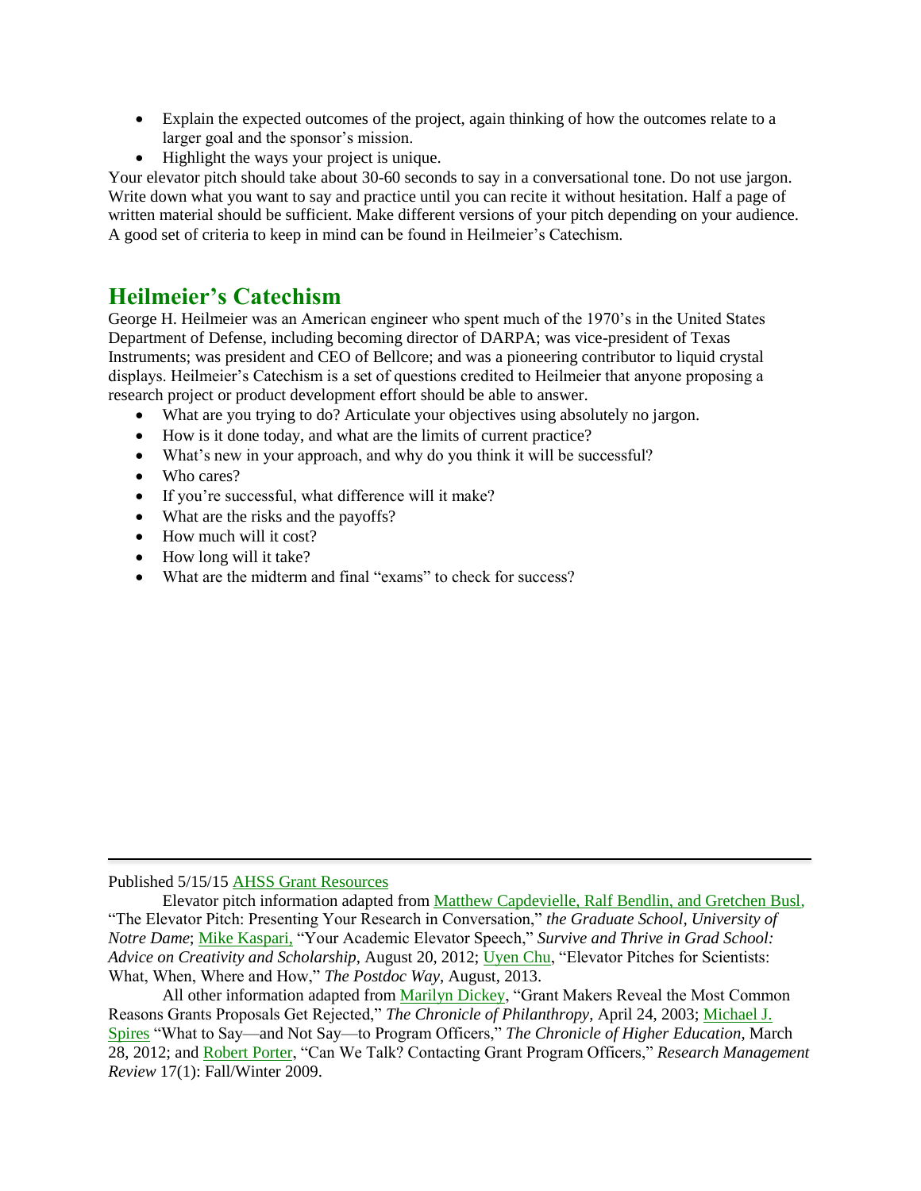- Explain the expected outcomes of the project, again thinking of how the outcomes relate to a larger goal and the sponsor's mission.
- Highlight the ways your project is unique.

Your elevator pitch should take about 30-60 seconds to say in a conversational tone. Do not use jargon. Write down what you want to say and practice until you can recite it without hesitation. Half a page of written material should be sufficient. Make different versions of your pitch depending on your audience. A good set of criteria to keep in mind can be found in Heilmeier's Catechism.

## Heilmeier's Catechism

George H. Heilmeier was an American engineer who spent much of the 1970's in the United States Department of Defense, including becoming director of DARPA; was vice-president of Texas Instruments; was president and CEO of Bellcore; and was a pioneering contributor to liquid crystal displays. Heilmeier's Catechism is a set of questions credited to Heilmeier that anyone proposing a research project or product development effort should be able to answer.

- What are you trying to do? Articulate your objectives using absolutely no jargon.
- How is it done today, and what are the limits of current practice?
- What's new in your approach, and why do you think it will be successful?
- Who cares?
- If you're successful, what difference will it make?
- What are the risks and the payoffs?
- How much will it cost?
- How long will it take?
- What are the midterm and final "exams" to check for success?

---

Published 5/15/15 AHSS Grant Resources

Elevator pitch information adapted from Matthew Capdevielle, Ralf Bendlin, and Gretchen Busl, "The Elevator Pitch: Presenting Your Research in Conversation," *the Graduate School, University of Notre Dame*; Mike Kaspari, "Your Academic Elevator Speech," *Survive and Thrive in Grad School: Advice on Creativity and Scholarship*, August 20, 2012; Uyen Chu, "Elevator Pitches for Scientists: What, When, Where and How," *The Postdoc Way*, August, 2013.

All other information adapted from Marilyn Dickey, "Grant Makers Reveal the Most Common Reasons Grants Proposals Get Rejected," *The Chronicle of Philanthropy*, April 24, 2003; Michael J. Spires "What to Say—and Not Say—to Program Officers," *The Chronicle of Higher Education*, March 28, 2012; and Robert Porter, "Can We Talk? Contacting Grant Program Officers," *Research Management Review* 17(1): Fall/Winter 2009.